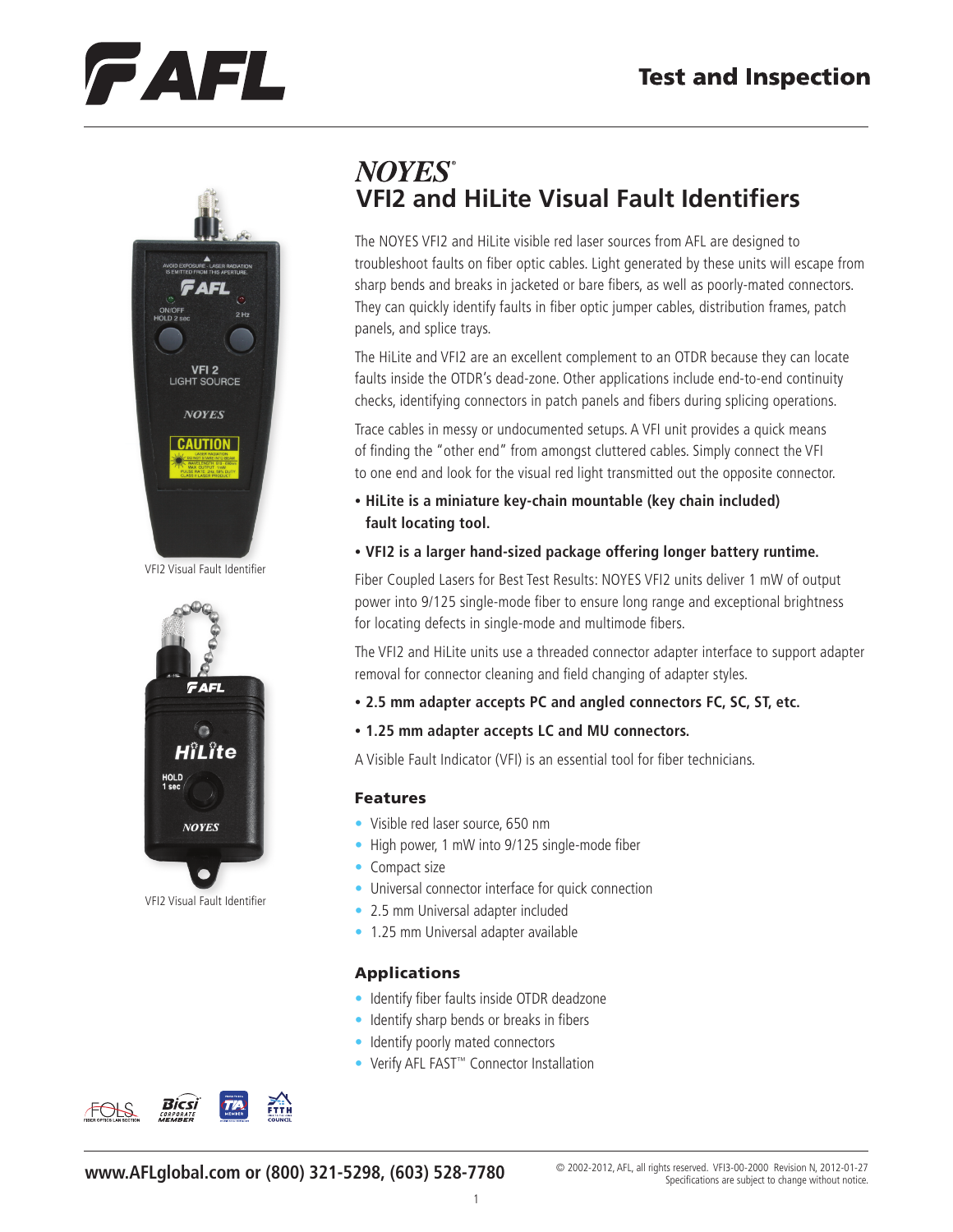Test and Inspection

# NOYES®

## VFI2 and HiLite Visual Fault Identifiers

The NOYES VFI2 and HiLite visible red laser sources from AFL are designed to troubleshoot faults on fiber optic cables. Light generated by these units will escape from sharp bends and breaks in jacketed or bare fibers, as well as poorly-mated connectors. They can quickly identify faults in fiber optic jumper cables, distribution frames, patch panels, and splice trays.

The HiLite and VFI2 are an excellent complement to an OTDR because they can locate faults inside the OTDR's dead-zone. Other applications include end-to-end continuity checks, identifying connectors in patch panels and fibers during splicing operations.

Trace cables in messy or undocumented setups. A VFI unit provides a quick means of finding the "other end" from amongst cluttered cables. Simply connect the VFI to one end and look for the visual red light transmitted out the opposite connector.

- **HiLite is a miniature key-chain mountable (key chain included) fault locating tool.**
- **VFI2 is a larger hand-sized package offering longer battery runtime.**

Fiber Coupled Lasers for Best Test Results: NOYES VFI2 units deliver 1 mW of output power into 9/125 single-mode fiber to ensure long range and exceptional brightness for locating defects in single-mode and multimode fibers.

The VFI2 and HiLite units use a threaded connector adapter interface to support adapter removal for connector cleaning and field changing of adapter styles.

- **2.5 mm adapter accepts PC and angled connectors FC, SC, ST, etc.**
- **1.25 mm adapter accepts LC and MU connectors.**

A Visible Fault Indicator (VFI) is an essential tool for fiber technicians.

VFI2 Visual Fault Identifier

VFI2 Visual Fault Identifier

### Features

- Visible red laser source, 650 nm
- High power, 1 mW into 9/125 single-mode fiber
- Compact size
- Universal connector interface for quick connection
- 2.5 mm Universal adapter included
- 1.25 mm Universal adapter available

### Applications

- Identify fiber faults inside OTDR deadzone
- Identify sharp bends or breaks in fibers
- Identify poorly mated connectors
- Verify AFL FAST™ Connector Installation

www.AFLglobal.com or (800) 321-5298, (603) 528-7780

© 2002-2012, AFL, all rights reserved. VFI3-00-2000 Revision N, 2012-01-27
Specifications are subject to change without notice.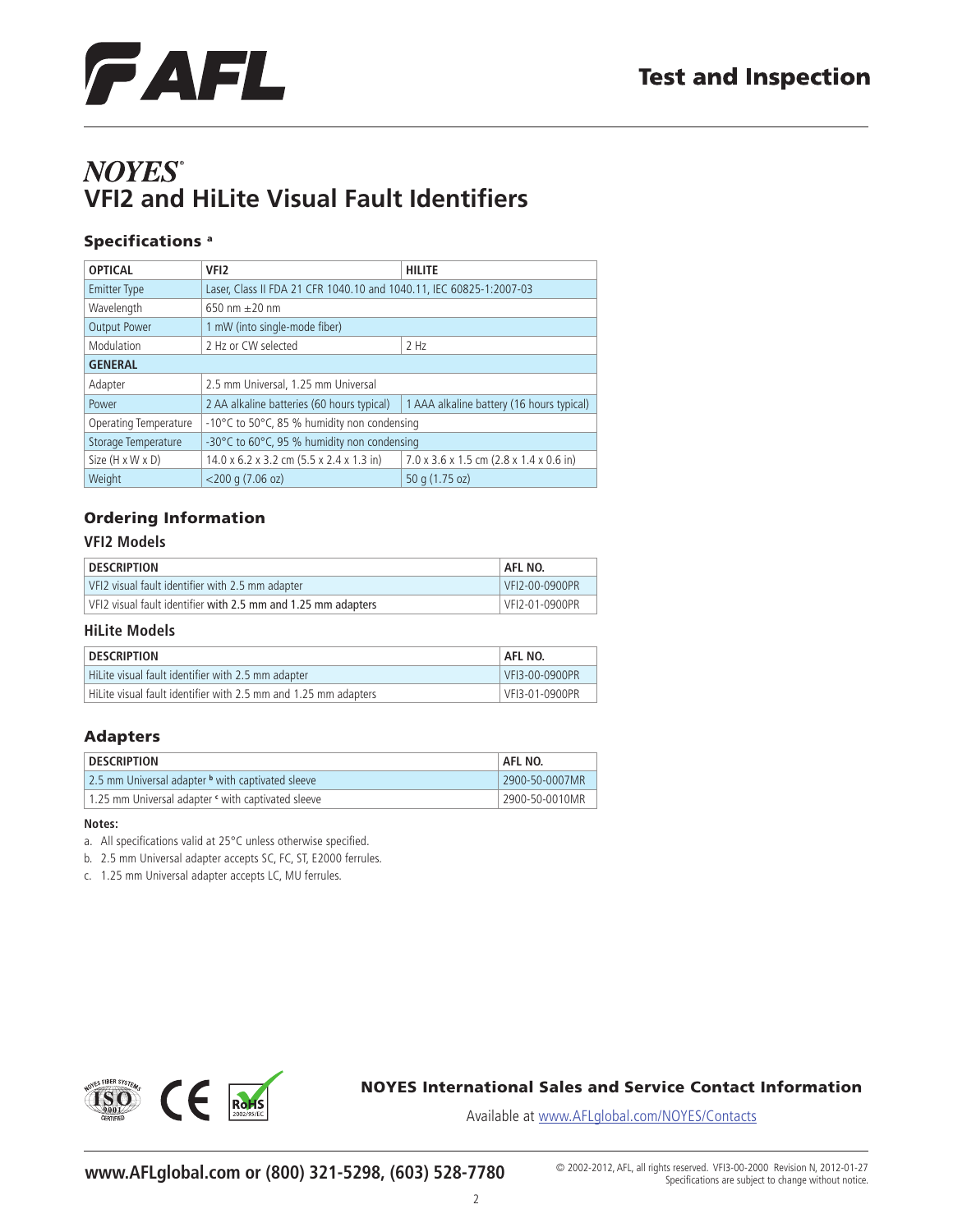# Test and Inspection

## NOYES® VFI2 and HiLite Visual Fault Identifiers

### Specifications [a]

| OPTICAL | VFI2 | HILITE |
|---|---|---|
| Emitter Type | Laser, Class II FDA 21 CFR 1040.10 and 1040.11, IEC 60825-1:2007-03 | |
| Wavelength | 650 nm ±20 nm | |
| Output Power | 1 mW (into single-mode fiber) | |
| Modulation | 2 Hz or CW selected | 2 Hz |
| **GENERAL** | | |
| Adapter | 2.5 mm Universal, 1.25 mm Universal | |
| Power | 2 AA alkaline batteries (60 hours typical) | 1 AAA alkaline battery (16 hours typical) |
| Operating Temperature | -10°C to 50°C, 85 % humidity non condensing | |
| Storage Temperature | -30°C to 60°C, 95 % humidity non condensing | |
| Size (H x W x D) | 14.0 x 6.2 x 3.2 cm (5.5 x 2.4 x 1.3 in) | 7.0 x 3.6 x 1.5 cm (2.8 x 1.4 x 0.6 in) |
| Weight | <200 g (7.06 oz) | 50 g (1.75 oz) |

### Ordering Information

#### VFI2 Models

| DESCRIPTION | AFL NO. |
|---|---|
| VFI2 visual fault identifier with 2.5 mm adapter | VFI2-00-0900PR |
| VFI2 visual fault identifier with 2.5 mm and 1.25 mm adapters | VFI2-01-0900PR |

#### HiLite Models

| DESCRIPTION | AFL NO. |
|---|---|
| HiLite visual fault identifier with 2.5 mm adapter | VFI3-00-0900PR |
| HiLite visual fault identifier with 2.5 mm and 1.25 mm adapters | VFI3-01-0900PR |

### Adapters

| DESCRIPTION | AFL NO. |
|---|---|
| 2.5 mm Universal adapter [b] with captivated sleeve | 2900-50-0007MR |
| 1.25 mm Universal adapter [c] with captivated sleeve | 2900-50-0010MR |

**Notes:**

a. All specifications valid at 25°C unless otherwise specified.

b. 2.5 mm Universal adapter accepts SC, FC, ST, E2000 ferrules.

c. 1.25 mm Universal adapter accepts LC, MU ferrules.

**NOYES International Sales and Service Contact Information**

Available at www.AFLglobal.com/NOYES/Contacts

**www.AFLglobal.com or (800) 321-5298, (603) 528-7780**

© 2002-2012, AFL, all rights reserved. VFI3-00-2000 Revision N, 2012-01-27
Specifications are subject to change without notice.